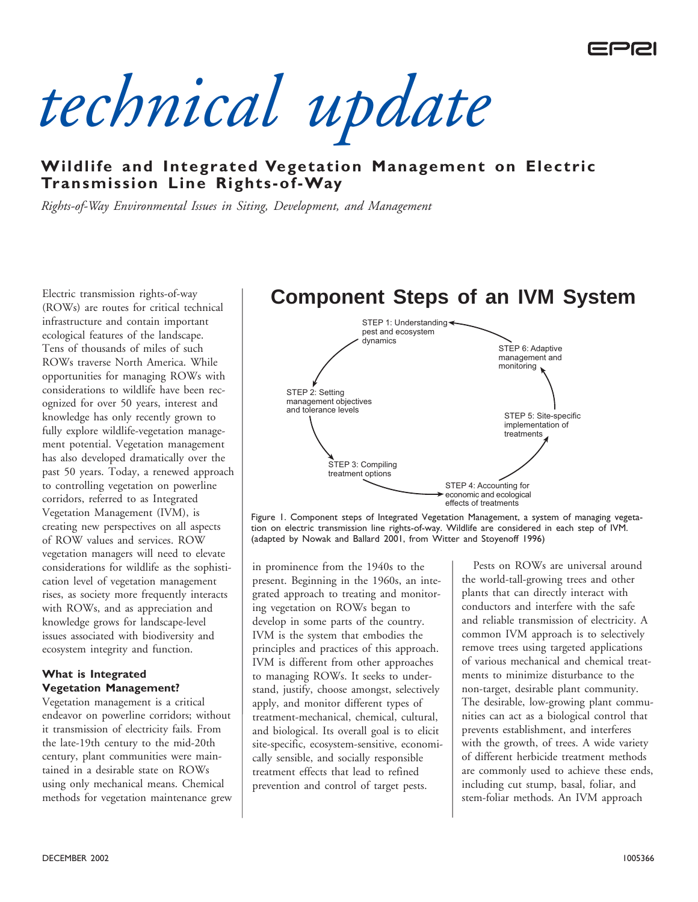# technical update

## Wildlife and Integrated Vegetation Management on Electric Transmission Line Rights-of-Way

*Rights-of-Way Environmental Issues in Siting, Development, and Management*

Electric transmission rights-of-way (ROWs) are routes for critical technical infrastructure and contain important ecological features of the landscape. Tens of thousands of miles of such ROWs traverse North America. While opportunities for managing ROWs with considerations to wildlife have been recognized for over 50 years, interest and knowledge has only recently grown to fully explore wildlife-vegetation management potential. Vegetation management has also developed dramatically over the past 50 years. Today, a renewed approach to controlling vegetation on powerline corridors, referred to as Integrated Vegetation Management (IVM), is creating new perspectives on all aspects of ROW values and services. ROW vegetation managers will need to elevate considerations for wildlife as the sophistication level of vegetation management rises, as society more frequently interacts with ROWs, and as appreciation and knowledge grows for landscape-level issues associated with biodiversity and ecosystem integrity and function.

### What is Integrated Vegetation Management?

Vegetation management is a critical endeavor on powerline corridors; without it transmission of electricity fails. From the late-19th century to the mid-20th century, plant communities were maintained in a desirable state on ROWs using only mechanical means. Chemical methods for vegetation maintenance grew in prominence from the 1940s to the present. Beginning in the 1960s, an integrated approach to treating and monitoring vegetation on ROWs began to develop in some parts of the country. IVM is the system that embodies the principles and practices of this approach. IVM is different from other approaches to managing ROWs. It seeks to understand, justify, choose amongst, selectively apply, and monitor different types of treatment-mechanical, chemical, cultural, and biological. Its overall goal is to elicit site-specific, ecosystem-sensitive, economically sensible, and socially responsible treatment effects that lead to refined prevention and control of target pests.

**Component Steps of an IVM System**

- STEP 1: Understanding pest and ecosystem dynamics
- STEP 2: Setting management objectives and tolerance levels
- STEP 3: Compiling treatment options
- STEP 4: Accounting for economic and ecological effects of treatments
- STEP 5: Site-specific implementation of treatments
- STEP 6: Adaptive management and monitoring

Figure 1. Component steps of Integrated Vegetation Management, a system of managing vegetation on electric transmission line rights-of-way. Wildlife are considered in each step of IVM. (adapted by Nowak and Ballard 2001, from Witter and Stoyenoff 1996)

Pests on ROWs are universal around the world-tall-growing trees and other plants that can directly interact with conductors and interfere with the safe and reliable transmission of electricity. A common IVM approach is to selectively remove trees using targeted applications of various mechanical and chemical treatments to minimize disturbance to the non-target, desirable plant community. The desirable, low-growing plant communities can act as a biological control that prevents establishment, and interferes with the growth, of trees. A wide variety of different herbicide treatment methods are commonly used to achieve these ends, including cut stump, basal, foliar, and stem-foliar methods. An IVM approach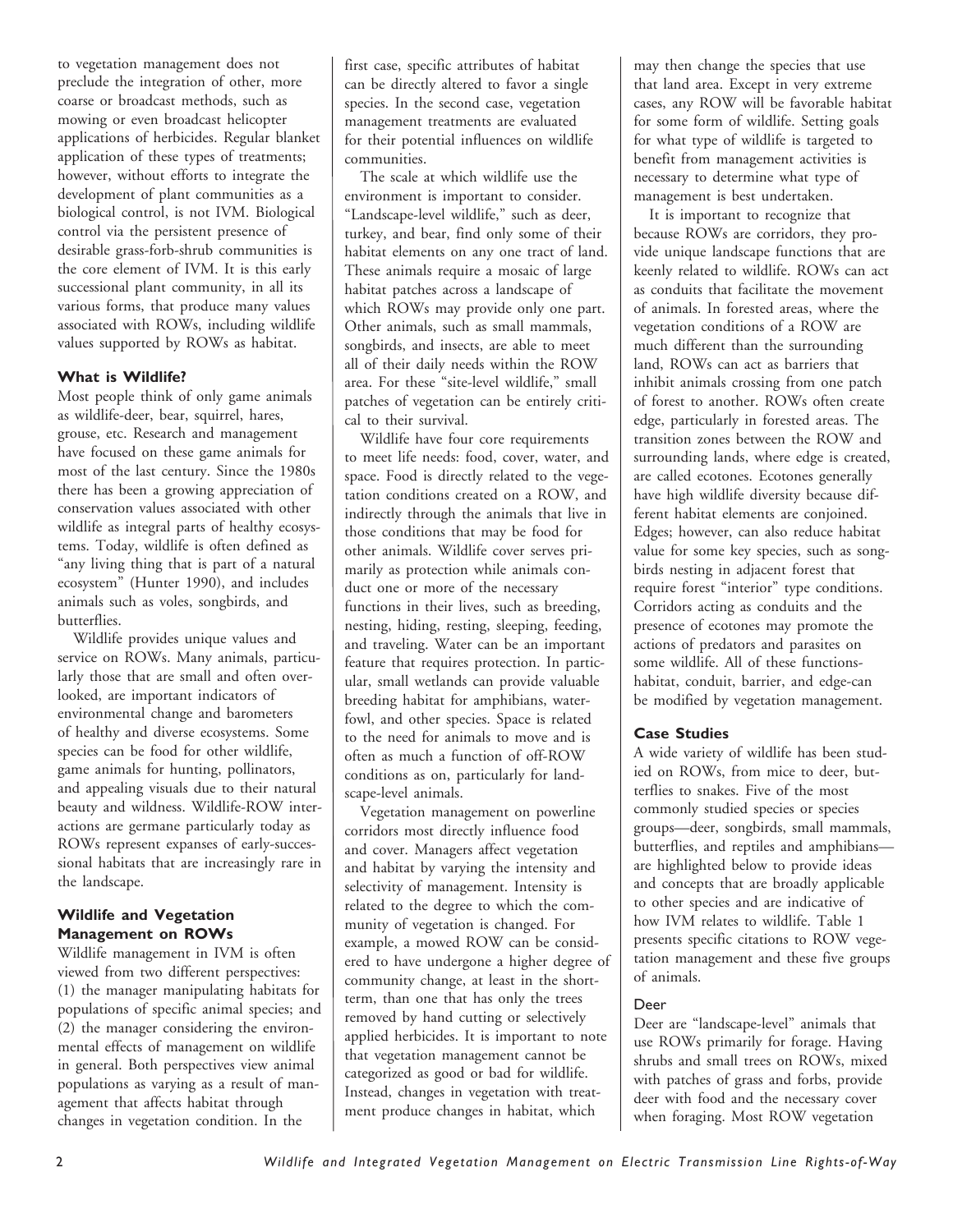to vegetation management does not preclude the integration of other, more coarse or broadcast methods, such as mowing or even broadcast helicopter applications of herbicides. Regular blanket application of these types of treatments; however, without efforts to integrate the development of plant communities as a biological control, is not IVM. Biological control via the persistent presence of desirable grass-forb-shrub communities is the core element of IVM. It is this early successional plant community, in all its various forms, that produce many values associated with ROWs, including wildlife values supported by ROWs as habitat.

### What is Wildlife?

Most people think of only game animals as wildlife-deer, bear, squirrel, hares, grouse, etc. Research and management have focused on these game animals for most of the last century. Since the 1980s there has been a growing appreciation of conservation values associated with other wildlife as integral parts of healthy ecosystems. Today, wildlife is often defined as "any living thing that is part of a natural ecosystem" (Hunter 1990), and includes animals such as voles, songbirds, and butterflies.

Wildlife provides unique values and service on ROWs. Many animals, particularly those that are small and often overlooked, are important indicators of environmental change and barometers of healthy and diverse ecosystems. Some species can be food for other wildlife, game animals for hunting, pollinators, and appealing visuals due to their natural beauty and wildness. Wildlife-ROW interactions are germane particularly today as ROWs represent expanses of early-successional habitats that are increasingly rare in the landscape.

### Wildlife and Vegetation Management on ROWs

Wildlife management in IVM is often viewed from two different perspectives: (1) the manager manipulating habitats for populations of specific animal species; and (2) the manager considering the environmental effects of management on wildlife in general. Both perspectives view animal populations as varying as a result of management that affects habitat through changes in vegetation condition. In the first case, specific attributes of habitat can be directly altered to favor a single species. In the second case, vegetation management treatments are evaluated for their potential influences on wildlife communities.

The scale at which wildlife use the environment is important to consider. "Landscape-level wildlife," such as deer, turkey, and bear, find only some of their habitat elements on any one tract of land. These animals require a mosaic of large habitat patches across a landscape of which ROWs may provide only one part. Other animals, such as small mammals, songbirds, and insects, are able to meet all of their daily needs within the ROW area. For these "site-level wildlife," small patches of vegetation can be entirely critical to their survival.

Wildlife have four core requirements to meet life needs: food, cover, water, and space. Food is directly related to the vegetation conditions created on a ROW, and indirectly through the animals that live in those conditions that may be food for other animals. Wildlife cover serves primarily as protection while animals conduct one or more of the necessary functions in their lives, such as breeding, nesting, hiding, resting, sleeping, feeding, and traveling. Water can be an important feature that requires protection. In particular, small wetlands can provide valuable breeding habitat for amphibians, waterfowl, and other species. Space is related to the need for animals to move and is often as much a function of off-ROW conditions as on, particularly for landscape-level animals.

Vegetation management on powerline corridors most directly influence food and cover. Managers affect vegetation and habitat by varying the intensity and selectivity of management. Intensity is related to the degree to which the community of vegetation is changed. For example, a mowed ROW can be considered to have undergone a higher degree of community change, at least in the short-term, than one that has only the trees removed by hand cutting or selectively applied herbicides. It is important to note that vegetation management cannot be categorized as good or bad for wildlife. Instead, changes in vegetation with treatment produce changes in habitat, which may then change the species that use that land area. Except in very extreme cases, any ROW will be favorable habitat for some form of wildlife. Setting goals for what type of wildlife is targeted to benefit from management activities is necessary to determine what type of management is best undertaken.

It is important to recognize that because ROWs are corridors, they provide unique landscape functions that are keenly related to wildlife. ROWs can act as conduits that facilitate the movement of animals. In forested areas, where the vegetation conditions of a ROW are much different than the surrounding land, ROWs can act as barriers that inhibit animals crossing from one patch of forest to another. ROWs often create edge, particularly in forested areas. The transition zones between the ROW and surrounding lands, where edge is created, are called ecotones. Ecotones generally have high wildlife diversity because different habitat elements are conjoined. Edges; however, can also reduce habitat value for some key species, such as songbirds nesting in adjacent forest that require forest "interior" type conditions. Corridors acting as conduits and the presence of ecotones may promote the actions of predators and parasites on some wildlife. All of these functions-habitat, conduit, barrier, and edge-can be modified by vegetation management.

### Case Studies

A wide variety of wildlife has been studied on ROWs, from mice to deer, butterflies to snakes. Five of the most commonly studied species or species groups—deer, songbirds, small mammals, butterflies, and reptiles and amphibians—are highlighted below to provide ideas and concepts that are broadly applicable to other species and are indicative of how IVM relates to wildlife. Table 1 presents specific citations to ROW vegetation management and these five groups of animals.

#### Deer

Deer are "landscape-level" animals that use ROWs primarily for forage. Having shrubs and small trees on ROWs, mixed with patches of grass and forbs, provide deer with food and the necessary cover when foraging. Most ROW vegetation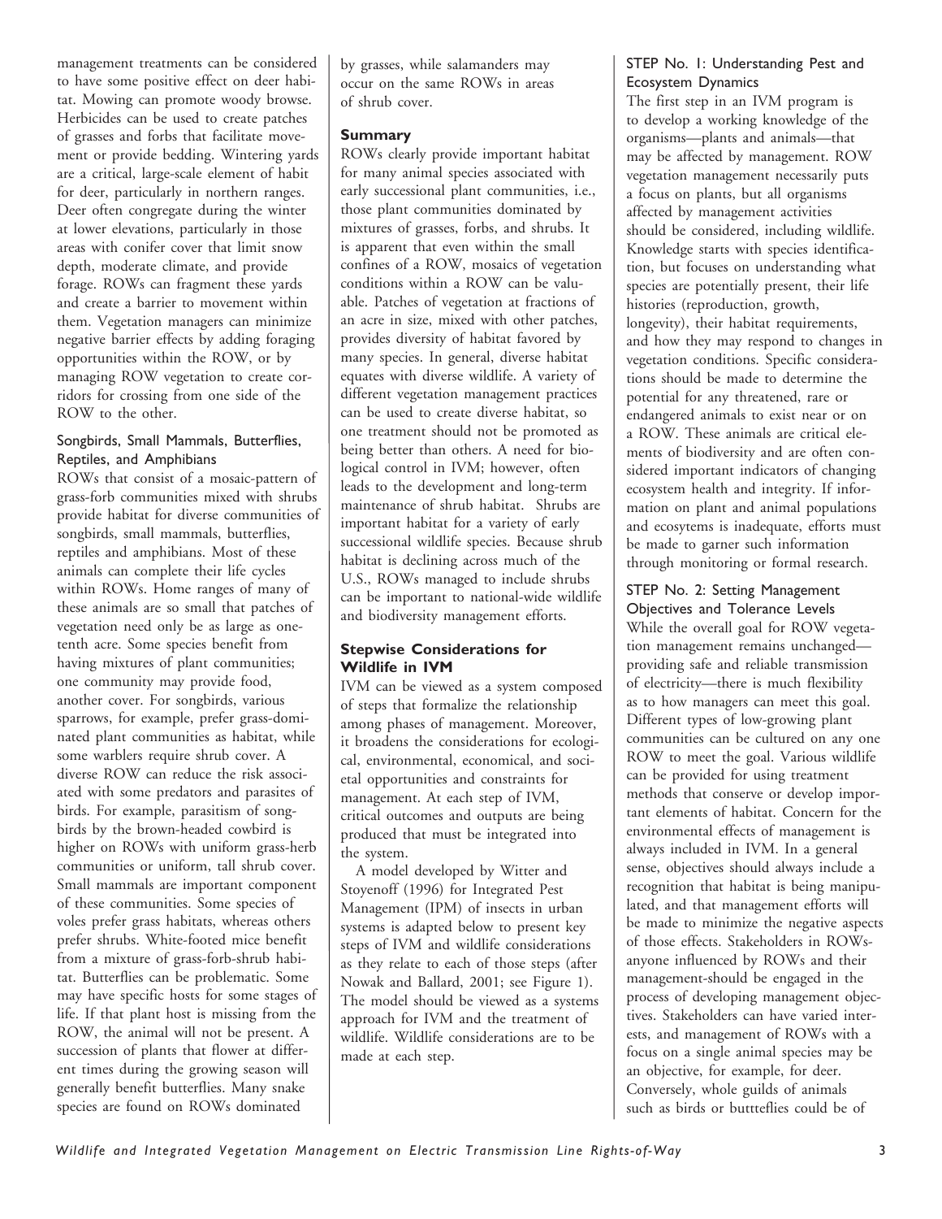management treatments can be considered to have some positive effect on deer habitat. Mowing can promote woody browse. Herbicides can be used to create patches of grasses and forbs that facilitate movement or provide bedding. Wintering yards are a critical, large-scale element of habit for deer, particularly in northern ranges. Deer often congregate during the winter at lower elevations, particularly in those areas with conifer cover that limit snow depth, moderate climate, and provide forage. ROWs can fragment these yards and create a barrier to movement within them. Vegetation managers can minimize negative barrier effects by adding foraging opportunities within the ROW, or by managing ROW vegetation to create corridors for crossing from one side of the ROW to the other.

### Songbirds, Small Mammals, Butterflies, Reptiles, and Amphibians

ROWs that consist of a mosaic-pattern of grass-forb communities mixed with shrubs provide habitat for diverse communities of songbirds, small mammals, butterflies, reptiles and amphibians. Most of these animals can complete their life cycles within ROWs. Home ranges of many of these animals are so small that patches of vegetation need only be as large as one-tenth acre. Some species benefit from having mixtures of plant communities; one community may provide food, another cover. For songbirds, various sparrows, for example, prefer grass-dominated plant communities as habitat, while some warblers require shrub cover. A diverse ROW can reduce the risk associated with some predators and parasites of birds. For example, parasitism of songbirds by the brown-headed cowbird is higher on ROWs with uniform grass-herb communities or uniform, tall shrub cover. Small mammals are important component of these communities. Some species of voles prefer grass habitats, whereas others prefer shrubs. White-footed mice benefit from a mixture of grass-forb-shrub habitat. Butterflies can be problematic. Some may have specific hosts for some stages of life. If that plant host is missing from the ROW, the animal will not be present. A succession of plants that flower at different times during the growing season will generally benefit butterflies. Many snake species are found on ROWs dominated by grasses, while salamanders may occur on the same ROWs in areas of shrub cover.

## Summary

ROWs clearly provide important habitat for many animal species associated with early successional plant communities, i.e., those plant communities dominated by mixtures of grasses, forbs, and shrubs. It is apparent that even within the small confines of a ROW, mosaics of vegetation conditions within a ROW can be valuable. Patches of vegetation at fractions of an acre in size, mixed with other patches, provides diversity of habitat favored by many species. In general, diverse habitat equates with diverse wildlife. A variety of different vegetation management practices can be used to create diverse habitat, so one treatment should not be promoted as being better than others. A need for biological control in IVM; however, often leads to the development and long-term maintenance of shrub habitat. Shrubs are important habitat for a variety of early successional wildlife species. Because shrub habitat is declining across much of the U.S., ROWs managed to include shrubs can be important to national-wide wildlife and biodiversity management efforts.

## Stepwise Considerations for Wildlife in IVM

IVM can be viewed as a system composed of steps that formalize the relationship among phases of management. Moreover, it broadens the considerations for ecological, environmental, economical, and societal opportunities and constraints for management. At each step of IVM, critical outcomes and outputs are being produced that must be integrated into the system.

A model developed by Witter and Stoyenoff (1996) for Integrated Pest Management (IPM) of insects in urban systems is adapted below to present key steps of IVM and wildlife considerations as they relate to each of those steps (after Nowak and Ballard, 2001; see Figure 1). The model should be viewed as a systems approach for IVM and the treatment of wildlife. Wildlife considerations are to be made at each step.

### STEP No. 1: Understanding Pest and Ecosystem Dynamics

The first step in an IVM program is to develop a working knowledge of the organisms—plants and animals—that may be affected by management. ROW vegetation management necessarily puts a focus on plants, but all organisms affected by management activities should be considered, including wildlife. Knowledge starts with species identification, but focuses on understanding what species are potentially present, their life histories (reproduction, growth, longevity), their habitat requirements, and how they may respond to changes in vegetation conditions. Specific considerations should be made to determine the potential for any threatened, rare or endangered animals to exist near or on a ROW. These animals are critical elements of biodiversity and are often considered important indicators of changing ecosystem health and integrity. If information on plant and animal populations and ecosytems is inadequate, efforts must be made to garner such information through monitoring or formal research.

### STEP No. 2: Setting Management Objectives and Tolerance Levels

While the overall goal for ROW vegetation management remains unchanged—providing safe and reliable transmission of electricity—there is much flexibility as to how managers can meet this goal. Different types of low-growing plant communities can be cultured on any one ROW to meet the goal. Various wildlife can be provided for using treatment methods that conserve or develop important elements of habitat. Concern for the environmental effects of management is always included in IVM. In a general sense, objectives should always include a recognition that habitat is being manipulated, and that management efforts will be made to minimize the negative aspects of those effects. Stakeholders in ROWs-anyone influenced by ROWs and their management-should be engaged in the process of developing management objectives. Stakeholders can have varied interests, and management of ROWs with a focus on a single animal species may be an objective, for example, for deer. Conversely, whole guilds of animals such as birds or buttterflies could be of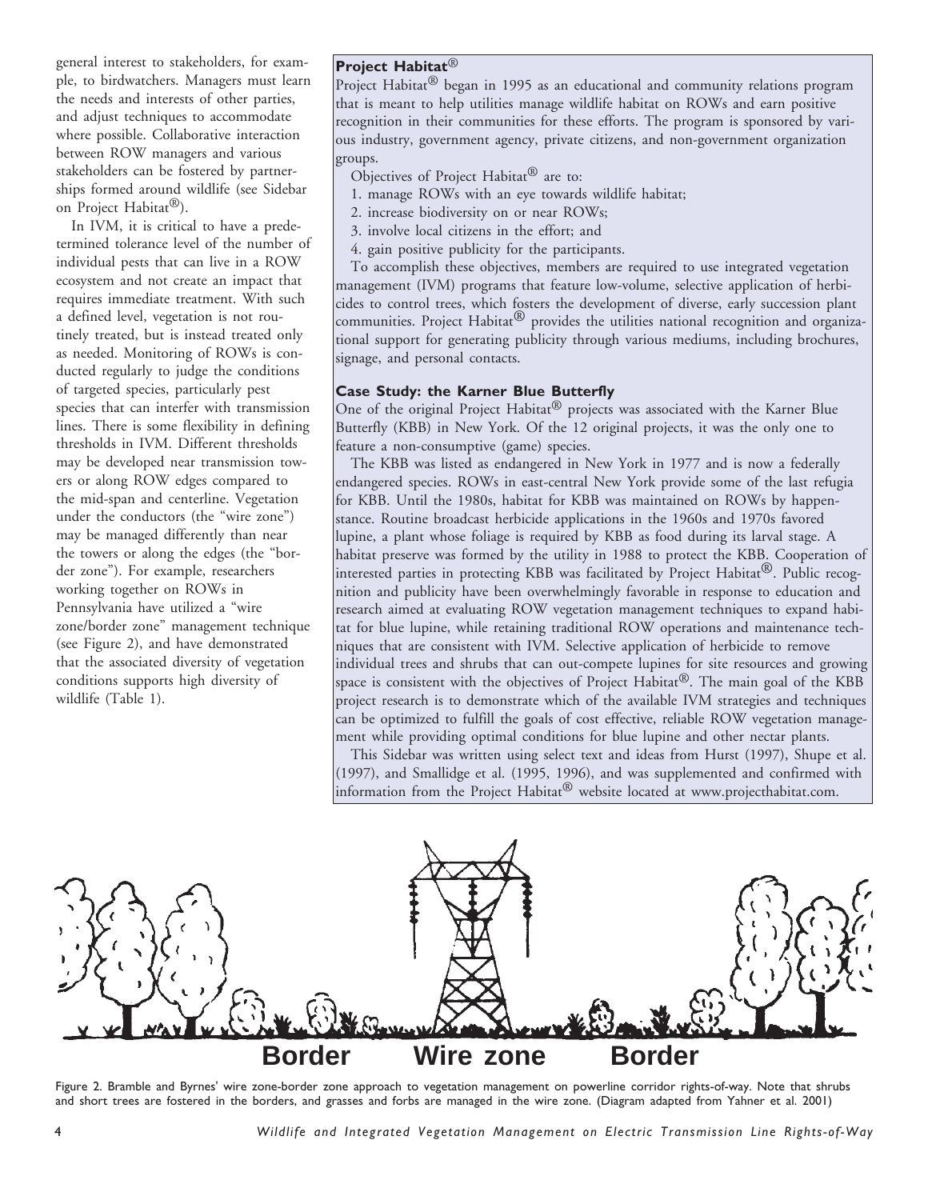general interest to stakeholders, for example, to birdwatchers. Managers must learn the needs and interests of other parties, and adjust techniques to accommodate where possible. Collaborative interaction between ROW managers and various stakeholders can be fostered by partnerships formed around wildlife (see Sidebar on Project Habitat®).

In IVM, it is critical to have a predetermined tolerance level of the number of individual pests that can live in a ROW ecosystem and not create an impact that requires immediate treatment. With such a defined level, vegetation is not routinely treated, but is instead treated only as needed. Monitoring of ROWs is conducted regularly to judge the conditions of targeted species, particularly pest species that can interfer with transmission lines. There is some flexibility in defining thresholds in IVM. Different thresholds may be developed near transmission towers or along ROW edges compared to the mid-span and centerline. Vegetation under the conductors (the "wire zone") may be managed differently than near the towers or along the edges (the "border zone"). For example, researchers working together on ROWs in Pennsylvania have utilized a "wire zone/border zone" management technique (see Figure 2), and have demonstrated that the associated diversity of vegetation conditions supports high diversity of wildlife (Table 1).

### Project Habitat®

Project Habitat® began in 1995 as an educational and community relations program that is meant to help utilities manage wildlife habitat on ROWs and earn positive recognition in their communities for these efforts. The program is sponsored by various industry, government agency, private citizens, and non-government organization groups.

Objectives of Project Habitat® are to:

1. manage ROWs with an eye towards wildlife habitat;
2. increase biodiversity on or near ROWs;
3. involve local citizens in the effort; and
4. gain positive publicity for the participants.

To accomplish these objectives, members are required to use integrated vegetation management (IVM) programs that feature low-volume, selective application of herbicides to control trees, which fosters the development of diverse, early succession plant communities. Project Habitat® provides the utilities national recognition and organizational support for generating publicity through various mediums, including brochures, signage, and personal contacts.

### Case Study: the Karner Blue Butterfly

One of the original Project Habitat® projects was associated with the Karner Blue Butterfly (KBB) in New York. Of the 12 original projects, it was the only one to feature a non-consumptive (game) species.

The KBB was listed as endangered in New York in 1977 and is now a federally endangered species. ROWs in east-central New York provide some of the last refugia for KBB. Until the 1980s, habitat for KBB was maintained on ROWs by happenstance. Routine broadcast herbicide applications in the 1960s and 1970s favored lupine, a plant whose foliage is required by KBB as food during its larval stage. A habitat preserve was formed by the utility in 1988 to protect the KBB. Cooperation of interested parties in protecting KBB was facilitated by Project Habitat®. Public recognition and publicity have been overwhelmingly favorable in response to education and research aimed at evaluating ROW vegetation management techniques to expand habitat for blue lupine, while retaining traditional ROW operations and maintenance techniques that are consistent with IVM. Selective application of herbicide to remove individual trees and shrubs that can out-compete lupines for site resources and growing space is consistent with the objectives of Project Habitat®. The main goal of the KBB project research is to demonstrate which of the available IVM strategies and techniques can be optimized to fulfill the goals of cost effective, reliable ROW vegetation management while providing optimal conditions for blue lupine and other nectar plants.

This Sidebar was written using select text and ideas from Hurst (1997), Shupe et al. (1997), and Smallidge et al. (1995, 1996), and was supplemented and confirmed with information from the Project Habitat® website located at www.projecthabitat.com.

Border Wire zone Border

Figure 2. Bramble and Byrnes' wire zone-border zone approach to vegetation management on powerline corridor rights-of-way. Note that shrubs and short trees are fostered in the borders, and grasses and forbs are managed in the wire zone. (Diagram adapted from Yahner et al. 2001)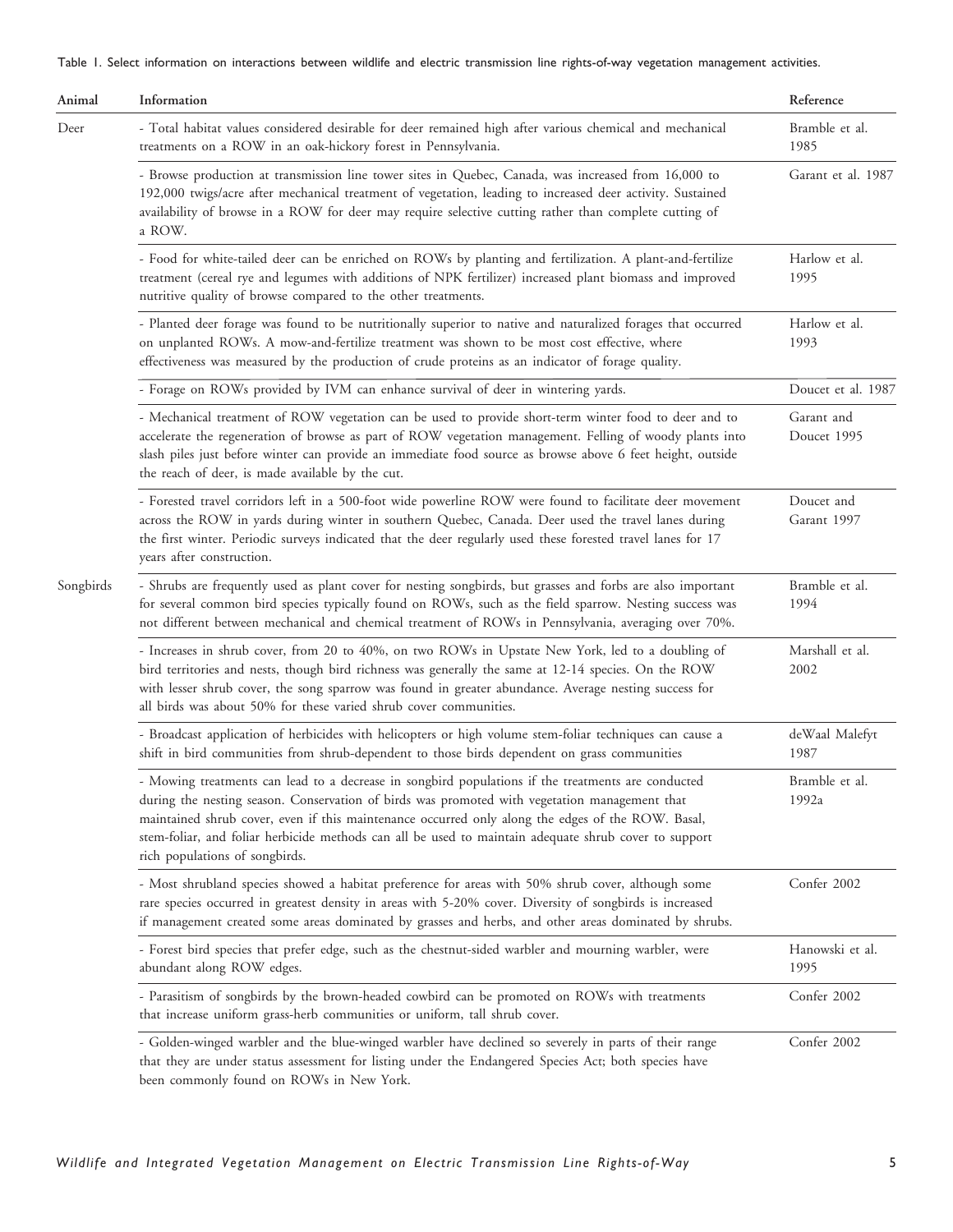Table 1. Select information on interactions between wildlife and electric transmission line rights-of-way vegetation management activities.

| Animal | Information | Reference |
|---|---|---|
| Deer | - Total habitat values considered desirable for deer remained high after various chemical and mechanical treatments on a ROW in an oak-hickory forest in Pennsylvania. | Bramble et al. 1985 |
| | - Browse production at transmission line tower sites in Quebec, Canada, was increased from 16,000 to 192,000 twigs/acre after mechanical treatment of vegetation, leading to increased deer activity. Sustained availability of browse in a ROW for deer may require selective cutting rather than complete cutting of a ROW. | Garant et al. 1987 |
| | - Food for white-tailed deer can be enriched on ROWs by planting and fertilization. A plant-and-fertilize treatment (cereal rye and legumes with additions of NPK fertilizer) increased plant biomass and improved nutritive quality of browse compared to the other treatments. | Harlow et al. 1995 |
| | - Planted deer forage was found to be nutritionally superior to native and naturalized forages that occurred on unplanted ROWs. A mow-and-fertilize treatment was shown to be most cost effective, where effectiveness was measured by the production of crude proteins as an indicator of forage quality. | Harlow et al. 1993 |
| | - Forage on ROWs provided by IVM can enhance survival of deer in wintering yards. | Doucet et al. 1987 |
| | - Mechanical treatment of ROW vegetation can be used to provide short-term winter food to deer and to accelerate the regeneration of browse as part of ROW vegetation management. Felling of woody plants into slash piles just before winter can provide an immediate food source as browse above 6 feet height, outside the reach of deer, is made available by the cut. | Garant and Doucet 1995 |
| | - Forested travel corridors left in a 500-foot wide powerline ROW were found to facilitate deer movement across the ROW in yards during winter in southern Quebec, Canada. Deer used the travel lanes during the first winter. Periodic surveys indicated that the deer regularly used these forested travel lanes for 17 years after construction. | Doucet and Garant 1997 |
| Songbirds | - Shrubs are frequently used as plant cover for nesting songbirds, but grasses and forbs are also important for several common bird species typically found on ROWs, such as the field sparrow. Nesting success was not different between mechanical and chemical treatment of ROWs in Pennsylvania, averaging over 70%. | Bramble et al. 1994 |
| | - Increases in shrub cover, from 20 to 40%, on two ROWs in Upstate New York, led to a doubling of bird territories and nests, though bird richness was generally the same at 12-14 species. On the ROW with lesser shrub cover, the song sparrow was found in greater abundance. Average nesting success for all birds was about 50% for these varied shrub cover communities. | Marshall et al. 2002 |
| | - Broadcast application of herbicides with helicopters or high volume stem-foliar techniques can cause a shift in bird communities from shrub-dependent to those birds dependent on grass communities | deWaal Malefyt 1987 |
| | - Mowing treatments can lead to a decrease in songbird populations if the treatments are conducted during the nesting season. Conservation of birds was promoted with vegetation management that maintained shrub cover, even if this maintenance occurred only along the edges of the ROW. Basal, stem-foliar, and foliar herbicide methods can all be used to maintain adequate shrub cover to support rich populations of songbirds. | Bramble et al. 1992a |
| | - Most shrubland species showed a habitat preference for areas with 50% shrub cover, although some rare species occurred in greatest density in areas with 5-20% cover. Diversity of songbirds is increased if management created some areas dominated by grasses and herbs, and other areas dominated by shrubs. | Confer 2002 |
| | - Forest bird species that prefer edge, such as the chestnut-sided warbler and mourning warbler, were abundant along ROW edges. | Hanowski et al. 1995 |
| | - Parasitism of songbirds by the brown-headed cowbird can be promoted on ROWs with treatments that increase uniform grass-herb communities or uniform, tall shrub cover. | Confer 2002 |
| | - Golden-winged warbler and the blue-winged warbler have declined so severely in parts of their range that they are under status assessment for listing under the Endangered Species Act; both species have been commonly found on ROWs in New York. | Confer 2002 |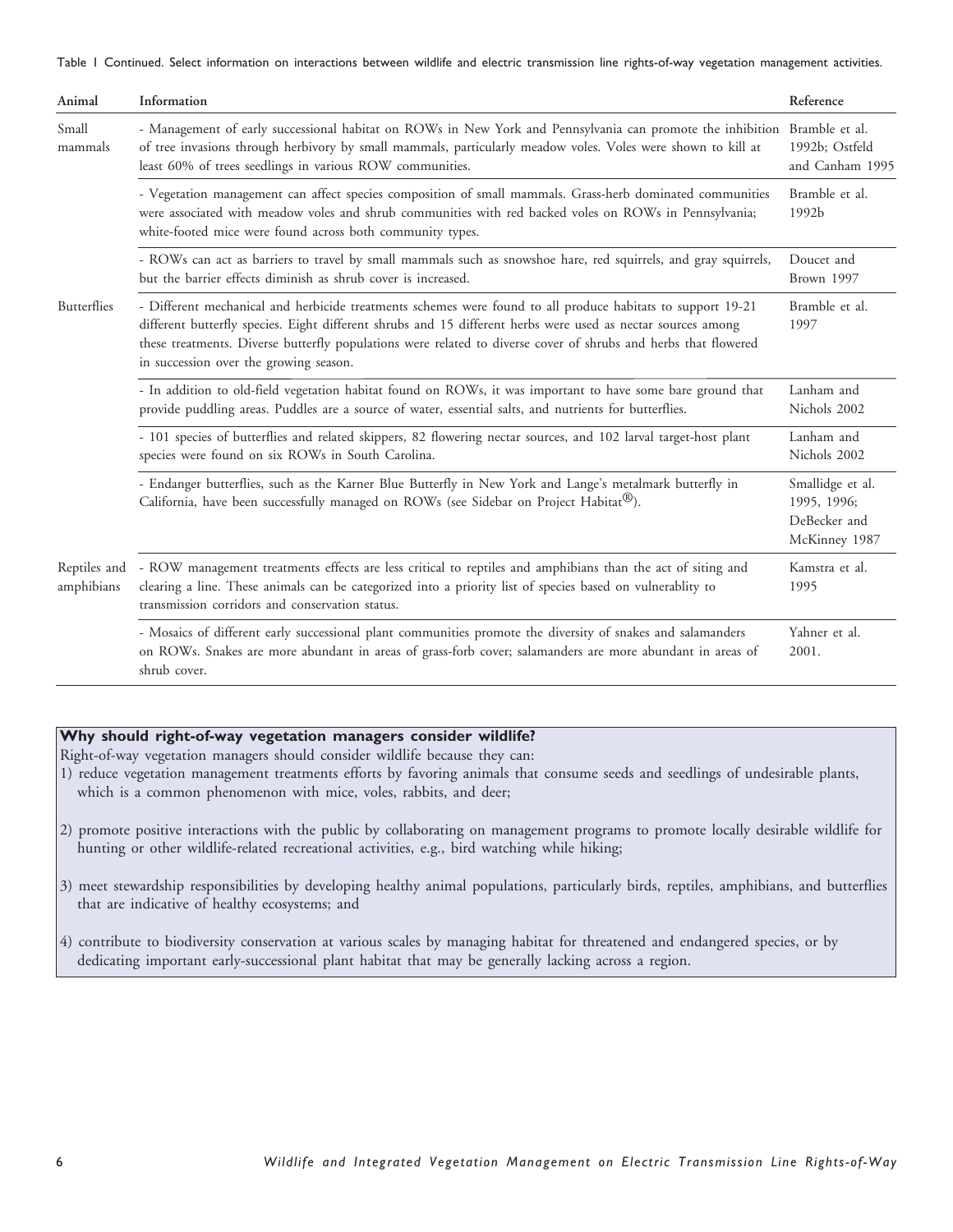Table 1 Continued. Select information on interactions between wildlife and electric transmission line rights-of-way vegetation management activities.

| Animal | Information | Reference |
|---|---|---|
| Small mammals | - Management of early successional habitat on ROWs in New York and Pennsylvania can promote the inhibition of tree invasions through herbivory by small mammals, particularly meadow voles. Voles were shown to kill at least 60% of trees seedlings in various ROW communities. | Bramble et al. 1992b; Ostfeld and Canham 1995 |
| | - Vegetation management can affect species composition of small mammals. Grass-herb dominated communities were associated with meadow voles and shrub communities with red backed voles on ROWs in Pennsylvania; white-footed mice were found across both community types. | Bramble et al. 1992b |
| | - ROWs can act as barriers to travel by small mammals such as snowshoe hare, red squirrels, and gray squirrels, but the barrier effects diminish as shrub cover is increased. | Doucet and Brown 1997 |
| Butterflies | - Different mechanical and herbicide treatments schemes were found to all produce habitats to support 19-21 different butterfly species. Eight different shrubs and 15 different herbs were used as nectar sources among these treatments. Diverse butterfly populations were related to diverse cover of shrubs and herbs that flowered in succession over the growing season. | Bramble et al. 1997 |
| | - In addition to old-field vegetation habitat found on ROWs, it was important to have some bare ground that provide puddling areas. Puddles are a source of water, essential salts, and nutrients for butterflies. | Lanham and Nichols 2002 |
| | - 101 species of butterflies and related skippers, 82 flowering nectar sources, and 102 larval target-host plant species were found on six ROWs in South Carolina. | Lanham and Nichols 2002 |
| | - Endanger butterflies, such as the Karner Blue Butterfly in New York and Lange's metalmark butterfly in California, have been successfully managed on ROWs (see Sidebar on Project Habitat®). | Smallidge et al. 1995, 1996; DeBecker and McKinney 1987 |
| Reptiles and amphibians | - ROW management treatments effects are less critical to reptiles and amphibians than the act of siting and clearing a line. These animals can be categorized into a priority list of species based on vulnerablity to transmission corridors and conservation status. | Kamstra et al. 1995 |
| | - Mosaics of different early successional plant communities promote the diversity of snakes and salamanders on ROWs. Snakes are more abundant in areas of grass-forb cover; salamanders are more abundant in areas of shrub cover. | Yahner et al. 2001. |

**Why should right-of-way vegetation managers consider wildlife?**

Right-of-way vegetation managers should consider wildlife because they can:

1) reduce vegetation management treatments efforts by favoring animals that consume seeds and seedlings of undesirable plants, which is a common phenomenon with mice, voles, rabbits, and deer;
2) promote positive interactions with the public by collaborating on management programs to promote locally desirable wildlife for hunting or other wildlife-related recreational activities, e.g., bird watching while hiking;
3) meet stewardship responsibilities by developing healthy animal populations, particularly birds, reptiles, amphibians, and butterflies that are indicative of healthy ecosystems; and
4) contribute to biodiversity conservation at various scales by managing habitat for threatened and endangered species, or by dedicating important early-successional plant habitat that may be generally lacking across a region.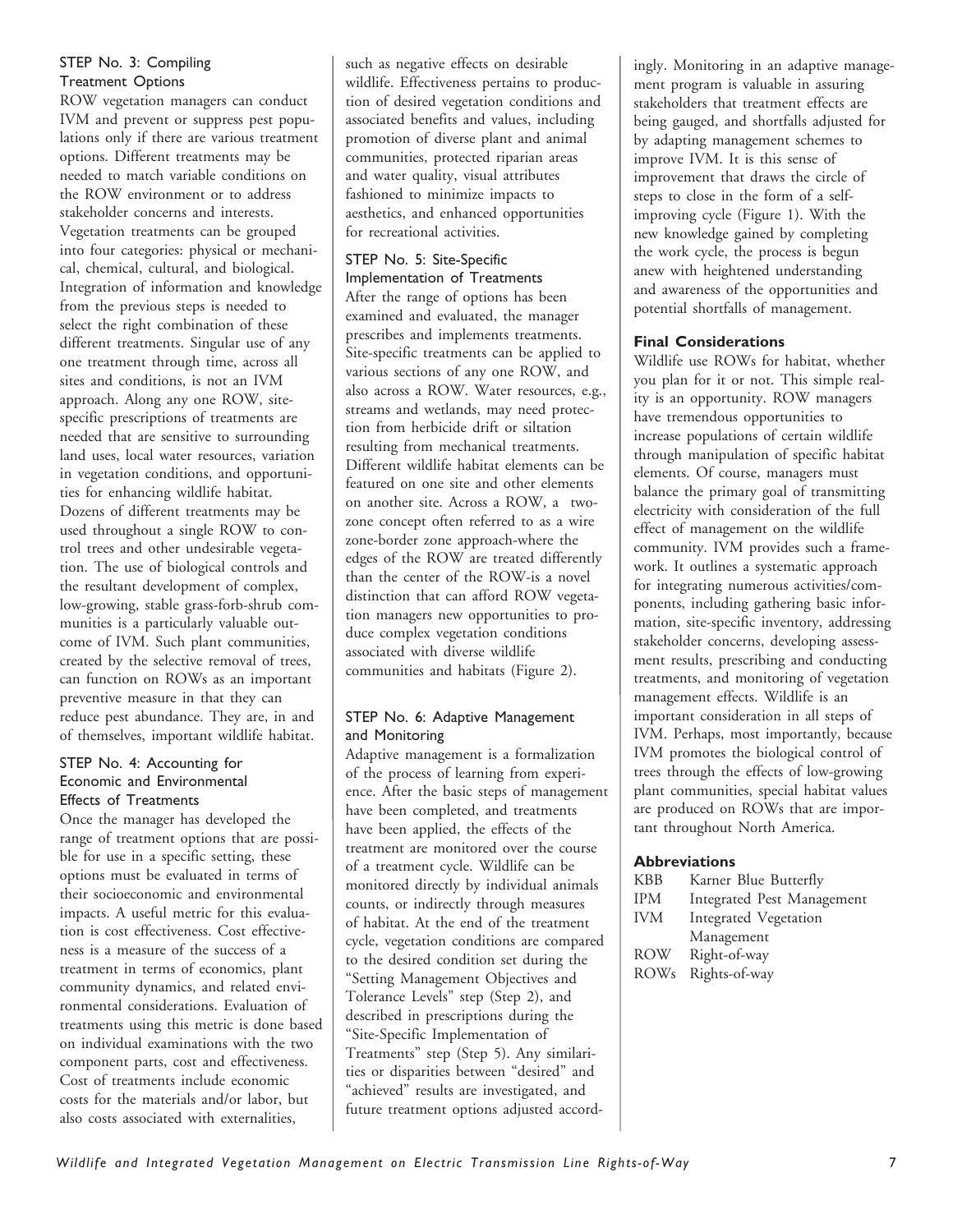### STEP No. 3: Compiling Treatment Options

ROW vegetation managers can conduct IVM and prevent or suppress pest populations only if there are various treatment options. Different treatments may be needed to match variable conditions on the ROW environment or to address stakeholder concerns and interests. Vegetation treatments can be grouped into four categories: physical or mechanical, chemical, cultural, and biological. Integration of information and knowledge from the previous steps is needed to select the right combination of these different treatments. Singular use of any one treatment through time, across all sites and conditions, is not an IVM approach. Along any one ROW, site-specific prescriptions of treatments are needed that are sensitive to surrounding land uses, local water resources, variation in vegetation conditions, and opportunities for enhancing wildlife habitat. Dozens of different treatments may be used throughout a single ROW to control trees and other undesirable vegetation. The use of biological controls and the resultant development of complex, low-growing, stable grass-forb-shrub communities is a particularly valuable outcome of IVM. Such plant communities, created by the selective removal of trees, can function on ROWs as an important preventive measure in that they can reduce pest abundance. They are, in and of themselves, important wildlife habitat.

### STEP No. 4: Accounting for Economic and Environmental Effects of Treatments

Once the manager has developed the range of treatment options that are possible for use in a specific setting, these options must be evaluated in terms of their socioeconomic and environmental impacts. A useful metric for this evaluation is cost effectiveness. Cost effectiveness is a measure of the success of a treatment in terms of economics, plant community dynamics, and related environmental considerations. Evaluation of treatments using this metric is done based on individual examinations with the two component parts, cost and effectiveness. Cost of treatments include economic costs for the materials and/or labor, but also costs associated with externalities, such as negative effects on desirable wildlife. Effectiveness pertains to production of desired vegetation conditions and associated benefits and values, including promotion of diverse plant and animal communities, protected riparian areas and water quality, visual attributes fashioned to minimize impacts to aesthetics, and enhanced opportunities for recreational activities.

### STEP No. 5: Site-Specific Implementation of Treatments

After the range of options has been examined and evaluated, the manager prescribes and implements treatments. Site-specific treatments can be applied to various sections of any one ROW, and also across a ROW. Water resources, e.g., streams and wetlands, may need protection from herbicide drift or siltation resulting from mechanical treatments. Different wildlife habitat elements can be featured on one site and other elements on another site. Across a ROW, a two-zone concept often referred to as a wire zone-border zone approach-where the edges of the ROW are treated differently than the center of the ROW-is a novel distinction that can afford ROW vegetation managers new opportunities to produce complex vegetation conditions associated with diverse wildlife communities and habitats (Figure 2).

### STEP No. 6: Adaptive Management and Monitoring

Adaptive management is a formalization of the process of learning from experience. After the basic steps of management have been completed, and treatments have been applied, the effects of the treatment are monitored over the course of a treatment cycle. Wildlife can be monitored directly by individual animals counts, or indirectly through measures of habitat. At the end of the treatment cycle, vegetation conditions are compared to the desired condition set during the "Setting Management Objectives and Tolerance Levels" step (Step 2), and described in prescriptions during the "Site-Specific Implementation of Treatments" step (Step 5). Any similarities or disparities between "desired" and "achieved" results are investigated, and future treatment options adjusted accordingly. Monitoring in an adaptive management program is valuable in assuring stakeholders that treatment effects are being gauged, and shortfalls adjusted for by adapting management schemes to improve IVM. It is this sense of improvement that draws the circle of steps to close in the form of a self-improving cycle (Figure 1). With the new knowledge gained by completing the work cycle, the process is begun anew with heightened understanding and awareness of the opportunities and potential shortfalls of management.

### Final Considerations

Wildlife use ROWs for habitat, whether you plan for it or not. This simple reality is an opportunity. ROW managers have tremendous opportunities to increase populations of certain wildlife through manipulation of specific habitat elements. Of course, managers must balance the primary goal of transmitting electricity with consideration of the full effect of management on the wildlife community. IVM provides such a framework. It outlines a systematic approach for integrating numerous activities/components, including gathering basic information, site-specific inventory, addressing stakeholder concerns, developing assessment results, prescribing and conducting treatments, and monitoring of vegetation management effects. Wildlife is an important consideration in all steps of IVM. Perhaps, most importantly, because IVM promotes the biological control of trees through the effects of low-growing plant communities, special habitat values are produced on ROWs that are important throughout North America.

### Abbreviations

| | |
|---|---|
| KBB | Karner Blue Butterfly |
| IPM | Integrated Pest Management |
| IVM | Integrated Vegetation Management |
| ROW | Right-of-way |
| ROWs | Rights-of-way |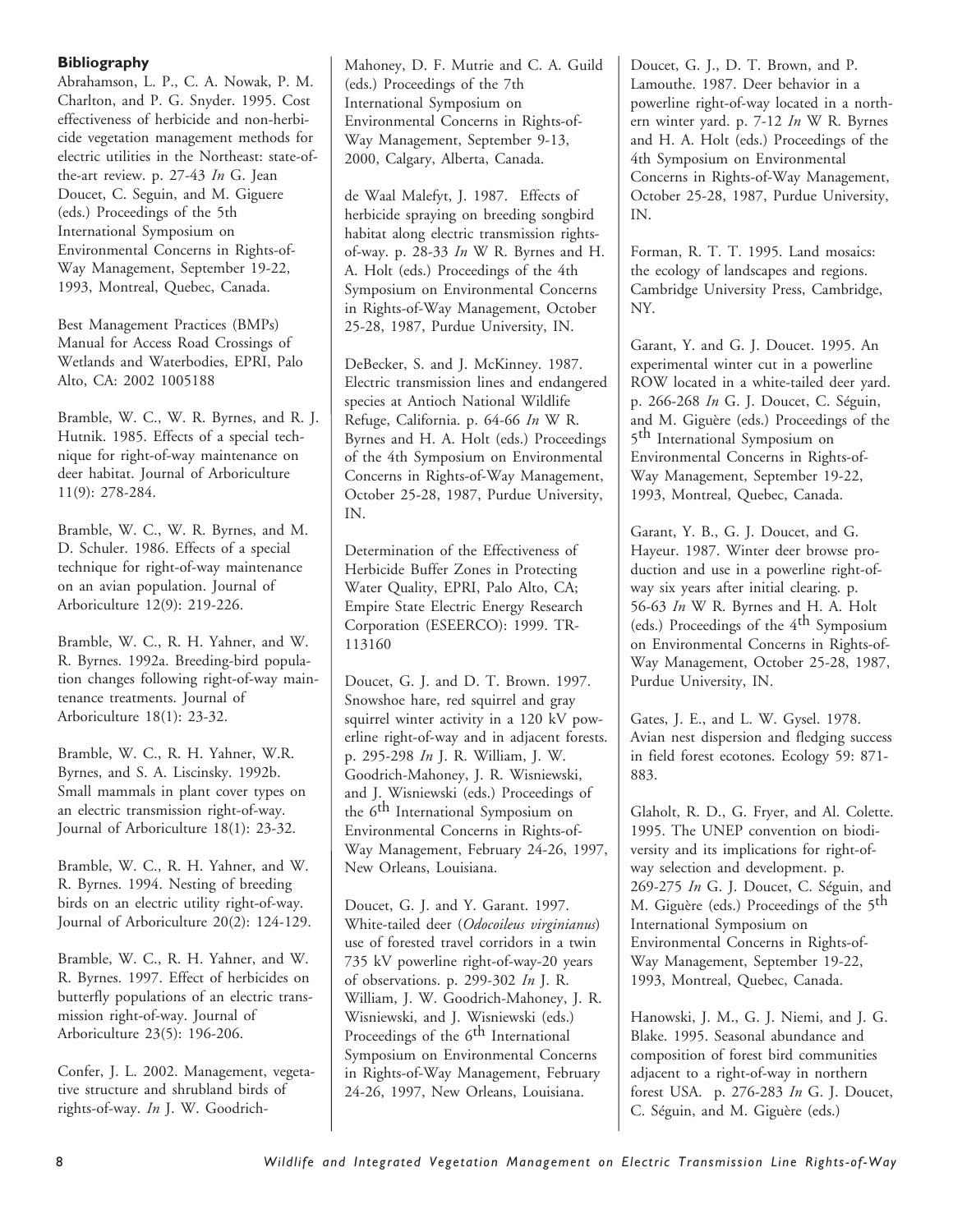**Bibliography**

Abrahamson, L. P., C. A. Nowak, P. M. Charlton, and P. G. Snyder. 1995. Cost effectiveness of herbicide and non-herbicide vegetation management methods for electric utilities in the Northeast: state-of-the-art review. p. 27-43 *In* G. Jean Doucet, C. Seguin, and M. Giguere (eds.) Proceedings of the 5th International Symposium on Environmental Concerns in Rights-of-Way Management, September 19-22, 1993, Montreal, Quebec, Canada.

Best Management Practices (BMPs) Manual for Access Road Crossings of Wetlands and Waterbodies, EPRI, Palo Alto, CA: 2002 1005188

Bramble, W. C., W. R. Byrnes, and R. J. Hutnik. 1985. Effects of a special technique for right-of-way maintenance on deer habitat. Journal of Arboriculture 11(9): 278-284.

Bramble, W. C., W. R. Byrnes, and M. D. Schuler. 1986. Effects of a special technique for right-of-way maintenance on an avian population. Journal of Arboriculture 12(9): 219-226.

Bramble, W. C., R. H. Yahner, and W. R. Byrnes. 1992a. Breeding-bird population changes following right-of-way maintenance treatments. Journal of Arboriculture 18(1): 23-32.

Bramble, W. C., R. H. Yahner, W.R. Byrnes, and S. A. Liscinsky. 1992b. Small mammals in plant cover types on an electric transmission right-of-way. Journal of Arboriculture 18(1): 23-32.

Bramble, W. C., R. H. Yahner, and W. R. Byrnes. 1994. Nesting of breeding birds on an electric utility right-of-way. Journal of Arboriculture 20(2): 124-129.

Bramble, W. C., R. H. Yahner, and W. R. Byrnes. 1997. Effect of herbicides on butterfly populations of an electric transmission right-of-way. Journal of Arboriculture 23(5): 196-206.

Confer, J. L. 2002. Management, vegetative structure and shrubland birds of rights-of-way. *In* J. W. Goodrich-Mahoney, D. F. Mutrie and C. A. Guild (eds.) Proceedings of the 7th International Symposium on Environmental Concerns in Rights-of-Way Management, September 9-13, 2000, Calgary, Alberta, Canada.

de Waal Malefyt, J. 1987. Effects of herbicide spraying on breeding songbird habitat along electric transmission rights-of-way. p. 28-33 *In* W R. Byrnes and H. A. Holt (eds.) Proceedings of the 4th Symposium on Environmental Concerns in Rights-of-Way Management, October 25-28, 1987, Purdue University, IN.

DeBecker, S. and J. McKinney. 1987. Electric transmission lines and endangered species at Antioch National Wildlife Refuge, California. p. 64-66 *In* W R. Byrnes and H. A. Holt (eds.) Proceedings of the 4th Symposium on Environmental Concerns in Rights-of-Way Management, October 25-28, 1987, Purdue University, IN.

Determination of the Effectiveness of Herbicide Buffer Zones in Protecting Water Quality, EPRI, Palo Alto, CA; Empire State Electric Energy Research Corporation (ESEERCO): 1999. TR-113160

Doucet, G. J. and D. T. Brown. 1997. Snowshoe hare, red squirrel and gray squirrel winter activity in a 120 kV powerline right-of-way and in adjacent forests. p. 295-298 *In* J. R. William, J. W. Goodrich-Mahoney, J. R. Wisniewski, and J. Wisniewski (eds.) Proceedings of the 6th International Symposium on Environmental Concerns in Rights-of-Way Management, February 24-26, 1997, New Orleans, Louisiana.

Doucet, G. J. and Y. Garant. 1997. White-tailed deer (*Odocoileus virginianus*) use of forested travel corridors in a twin 735 kV powerline right-of-way-20 years of observations. p. 299-302 *In* J. R. William, J. W. Goodrich-Mahoney, J. R. Wisniewski, and J. Wisniewski (eds.) Proceedings of the 6th International Symposium on Environmental Concerns in Rights-of-Way Management, February 24-26, 1997, New Orleans, Louisiana.

Doucet, G. J., D. T. Brown, and P. Lamouthe. 1987. Deer behavior in a powerline right-of-way located in a northern winter yard. p. 7-12 *In* W R. Byrnes and H. A. Holt (eds.) Proceedings of the 4th Symposium on Environmental Concerns in Rights-of-Way Management, October 25-28, 1987, Purdue University, IN.

Forman, R. T. T. 1995. Land mosaics: the ecology of landscapes and regions. Cambridge University Press, Cambridge, NY.

Garant, Y. and G. J. Doucet. 1995. An experimental winter cut in a powerline ROW located in a white-tailed deer yard. p. 266-268 *In* G. J. Doucet, C. Séguin, and M. Giguère (eds.) Proceedings of the 5th International Symposium on Environmental Concerns in Rights-of-Way Management, September 19-22, 1993, Montreal, Quebec, Canada.

Garant, Y. B., G. J. Doucet, and G. Hayeur. 1987. Winter deer browse production and use in a powerline right-of-way six years after initial clearing. p. 56-63 *In* W R. Byrnes and H. A. Holt (eds.) Proceedings of the 4th Symposium on Environmental Concerns in Rights-of-Way Management, October 25-28, 1987, Purdue University, IN.

Gates, J. E., and L. W. Gysel. 1978. Avian nest dispersion and fledging success in field forest ecotones. Ecology 59: 871-883.

Glaholt, R. D., G. Fryer, and Al. Colette. 1995. The UNEP convention on biodiversity and its implications for right-of-way selection and development. p. 269-275 *In* G. J. Doucet, C. Séguin, and M. Giguère (eds.) Proceedings of the 5th International Symposium on Environmental Concerns in Rights-of-Way Management, September 19-22, 1993, Montreal, Quebec, Canada.

Hanowski, J. M., G. J. Niemi, and J. G. Blake. 1995. Seasonal abundance and composition of forest bird communities adjacent to a right-of-way in northern forest USA. p. 276-283 *In* G. J. Doucet, C. Séguin, and M. Giguère (eds.)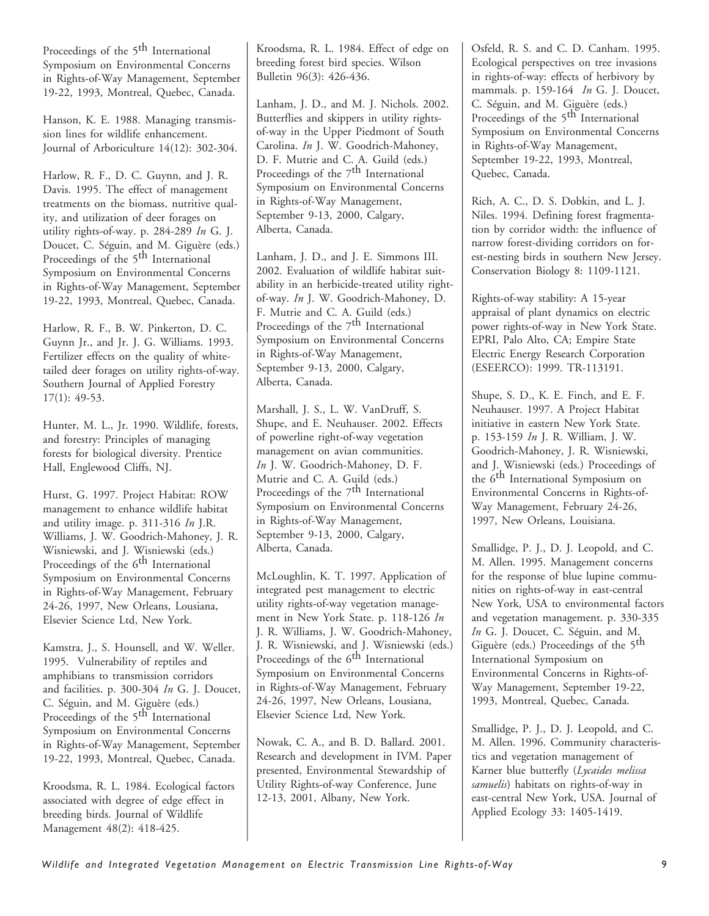Proceedings of the 5th International Symposium on Environmental Concerns in Rights-of-Way Management, September 19-22, 1993, Montreal, Quebec, Canada.

Hanson, K. E. 1988. Managing transmission lines for wildlife enhancement. Journal of Arboriculture 14(12): 302-304.

Harlow, R. F., D. C. Guynn, and J. R. Davis. 1995. The effect of management treatments on the biomass, nutritive quality, and utilization of deer forages on utility rights-of-way. p. 284-289 *In* G. J. Doucet, C. Séguin, and M. Giguère (eds.) Proceedings of the 5th International Symposium on Environmental Concerns in Rights-of-Way Management, September 19-22, 1993, Montreal, Quebec, Canada.

Harlow, R. F., B. W. Pinkerton, D. C. Guynn Jr., and Jr. J. G. Williams. 1993. Fertilizer effects on the quality of white-tailed deer forages on utility rights-of-way. Southern Journal of Applied Forestry 17(1): 49-53.

Hunter, M. L., Jr. 1990. Wildlife, forests, and forestry: Principles of managing forests for biological diversity. Prentice Hall, Englewood Cliffs, NJ.

Hurst, G. 1997. Project Habitat: ROW management to enhance wildlife habitat and utility image. p. 311-316 *In* J.R. Williams, J. W. Goodrich-Mahoney, J. R. Wisniewski, and J. Wisniewski (eds.) Proceedings of the 6th International Symposium on Environmental Concerns in Rights-of-Way Management, February 24-26, 1997, New Orleans, Lousiana, Elsevier Science Ltd, New York.

Kamstra, J., S. Hounsell, and W. Weller. 1995. Vulnerability of reptiles and amphibians to transmission corridors and facilities. p. 300-304 *In* G. J. Doucet, C. Séguin, and M. Giguère (eds.) Proceedings of the 5th International Symposium on Environmental Concerns in Rights-of-Way Management, September 19-22, 1993, Montreal, Quebec, Canada.

Kroodsma, R. L. 1984. Ecological factors associated with degree of edge effect in breeding birds. Journal of Wildlife Management 48(2): 418-425.

Kroodsma, R. L. 1984. Effect of edge on breeding forest bird species. Wilson Bulletin 96(3): 426-436.

Lanham, J. D., and M. J. Nichols. 2002. Butterflies and skippers in utility rights-of-way in the Upper Piedmont of South Carolina. *In* J. W. Goodrich-Mahoney, D. F. Mutrie and C. A. Guild (eds.) Proceedings of the 7th International Symposium on Environmental Concerns in Rights-of-Way Management, September 9-13, 2000, Calgary, Alberta, Canada.

Lanham, J. D., and J. E. Simmons III. 2002. Evaluation of wildlife habitat suitability in an herbicide-treated utility right-of-way. *In* J. W. Goodrich-Mahoney, D. F. Mutrie and C. A. Guild (eds.) Proceedings of the 7th International Symposium on Environmental Concerns in Rights-of-Way Management, September 9-13, 2000, Calgary, Alberta, Canada.

Marshall, J. S., L. W. VanDruff, S. Shupe, and E. Neuhauser. 2002. Effects of powerline right-of-way vegetation management on avian communities. *In* J. W. Goodrich-Mahoney, D. F. Mutrie and C. A. Guild (eds.) Proceedings of the 7th International Symposium on Environmental Concerns in Rights-of-Way Management, September 9-13, 2000, Calgary, Alberta, Canada.

McLoughlin, K. T. 1997. Application of integrated pest management to electric utility rights-of-way vegetation management in New York State. p. 118-126 *In* J. R. Williams, J. W. Goodrich-Mahoney, J. R. Wisniewski, and J. Wisniewski (eds.) Proceedings of the 6th International Symposium on Environmental Concerns in Rights-of-Way Management, February 24-26, 1997, New Orleans, Lousiana, Elsevier Science Ltd, New York.

Nowak, C. A., and B. D. Ballard. 2001. Research and development in IVM. Paper presented, Environmental Stewardship of Utility Rights-of-way Conference, June 12-13, 2001, Albany, New York.

Osfeld, R. S. and C. D. Canham. 1995. Ecological perspectives on tree invasions in rights-of-way: effects of herbivory by mammals. p. 159-164 *In* G. J. Doucet, C. Séguin, and M. Giguère (eds.) Proceedings of the 5th International Symposium on Environmental Concerns in Rights-of-Way Management, September 19-22, 1993, Montreal, Quebec, Canada.

Rich, A. C., D. S. Dobkin, and L. J. Niles. 1994. Defining forest fragmentation by corridor width: the influence of narrow forest-dividing corridors on forest-nesting birds in southern New Jersey. Conservation Biology 8: 1109-1121.

Rights-of-way stability: A 15-year appraisal of plant dynamics on electric power rights-of-way in New York State. EPRI, Palo Alto, CA; Empire State Electric Energy Research Corporation (ESEERCO): 1999. TR-113191.

Shupe, S. D., K. E. Finch, and E. F. Neuhauser. 1997. A Project Habitat initiative in eastern New York State. p. 153-159 *In* J. R. William, J. W. Goodrich-Mahoney, J. R. Wisniewski, and J. Wisniewski (eds.) Proceedings of the 6th International Symposium on Environmental Concerns in Rights-of-Way Management, February 24-26, 1997, New Orleans, Louisiana.

Smallidge, P. J., D. J. Leopold, and C. M. Allen. 1995. Management concerns for the response of blue lupine communities on rights-of-way in east-central New York, USA to environmental factors and vegetation management. p. 330-335 *In* G. J. Doucet, C. Séguin, and M. Giguère (eds.) Proceedings of the 5th International Symposium on Environmental Concerns in Rights-of-Way Management, September 19-22, 1993, Montreal, Quebec, Canada.

Smallidge, P. J., D. J. Leopold, and C. M. Allen. 1996. Community characteristics and vegetation management of Karner blue butterfly (*Lycaides melissa samuelis*) habitats on rights-of-way in east-central New York, USA. Journal of Applied Ecology 33: 1405-1419.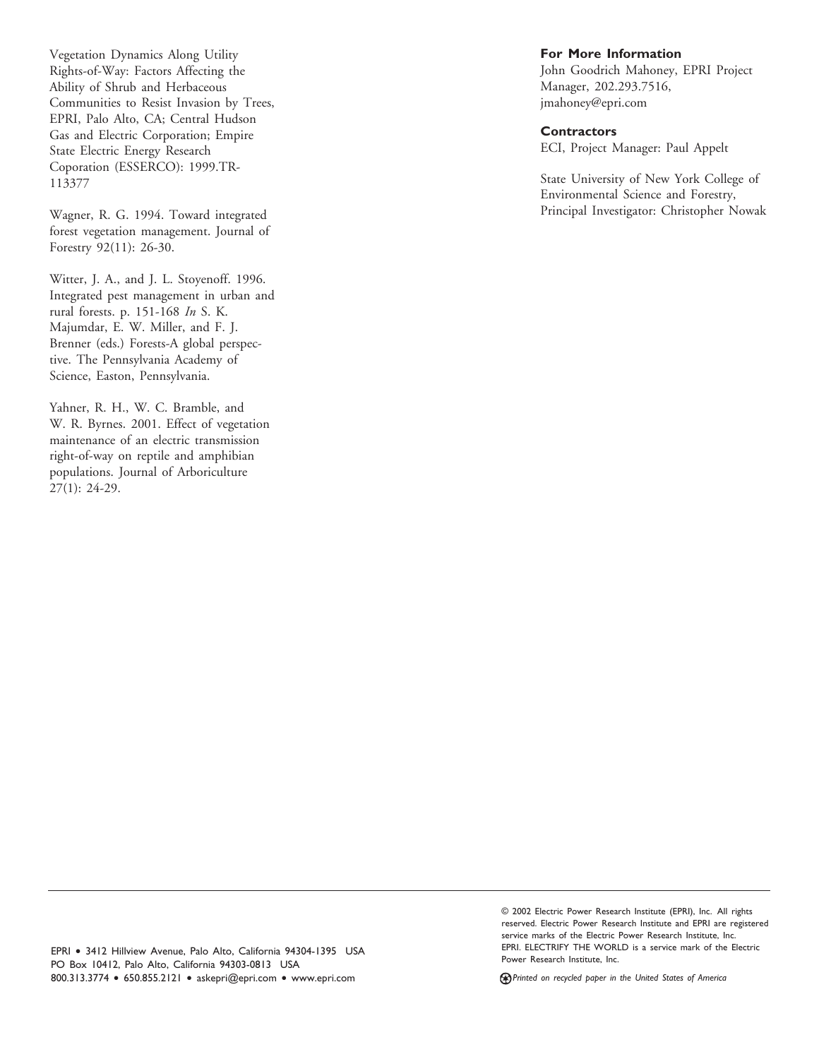Vegetation Dynamics Along Utility Rights-of-Way: Factors Affecting the Ability of Shrub and Herbaceous Communities to Resist Invasion by Trees, EPRI, Palo Alto, CA; Central Hudson Gas and Electric Corporation; Empire State Electric Energy Research Coporation (ESSERCO): 1999.TR-113377

Wagner, R. G. 1994. Toward integrated forest vegetation management. Journal of Forestry 92(11): 26-30.

Witter, J. A., and J. L. Stoyenoff. 1996. Integrated pest management in urban and rural forests. p. 151-168 *In* S. K. Majumdar, E. W. Miller, and F. J. Brenner (eds.) Forests-A global perspective. The Pennsylvania Academy of Science, Easton, Pennsylvania.

Yahner, R. H., W. C. Bramble, and W. R. Byrnes. 2001. Effect of vegetation maintenance of an electric transmission right-of-way on reptile and amphibian populations. Journal of Arboriculture 27(1): 24-29.

**For More Information**

John Goodrich Mahoney, EPRI Project Manager, 202.293.7516, jmahoney@epri.com

**Contractors**

ECI, Project Manager: Paul Appelt

State University of New York College of Environmental Science and Forestry, Principal Investigator: Christopher Nowak

EPRI • 3412 Hillview Avenue, Palo Alto, California 94304-1395 USA
PO Box 10412, Palo Alto, California 94303-0813 USA
800.313.3774 • 650.855.2121 • askepri@epri.com • www.epri.com

© 2002 Electric Power Research Institute (EPRI), Inc. All rights reserved. Electric Power Research Institute and EPRI are registered service marks of the Electric Power Research Institute, Inc. EPRI. ELECTRIFY THE WORLD is a service mark of the Electric Power Research Institute, Inc.

*Printed on recycled paper in the United States of America*